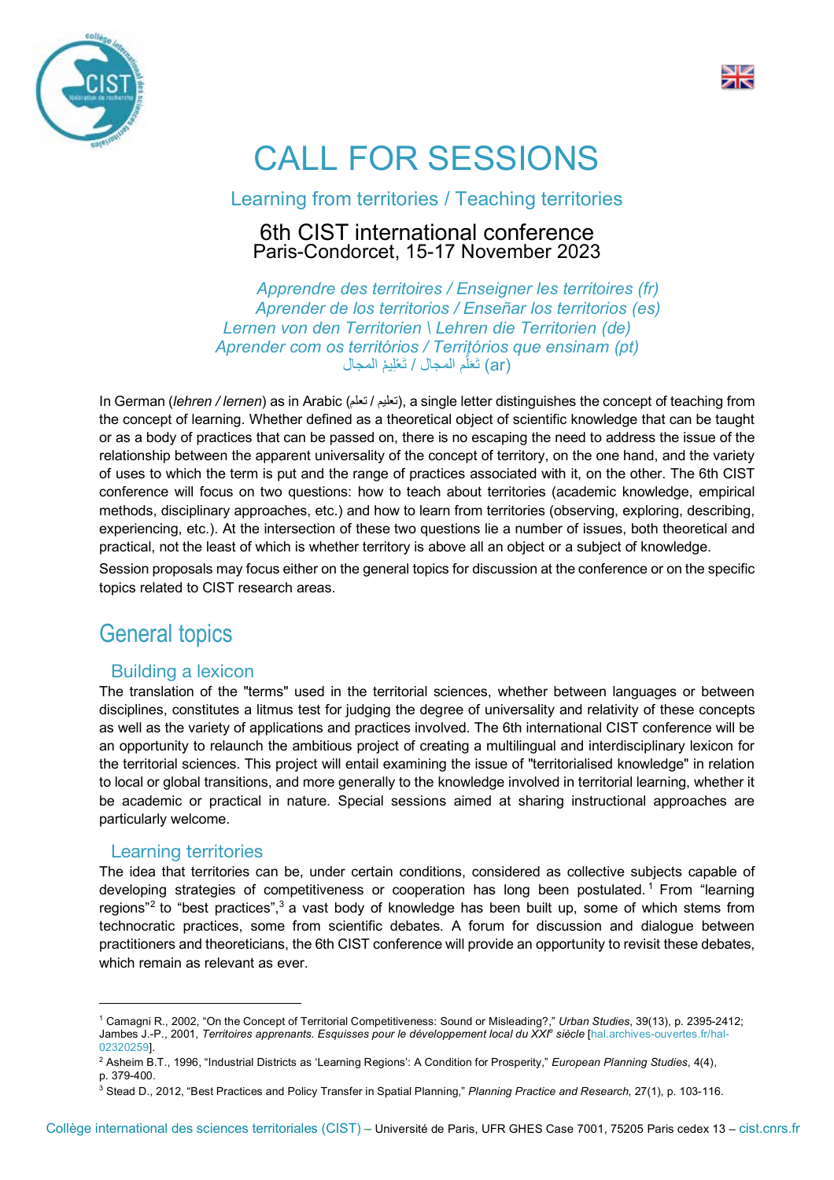# CALL FOR SESSIONS

## Learning from territories / Teaching territories

**6th CIST international conference**
**Paris-Condorcet, 15-17 November 2023**

*Apprendre des territoires / Enseigner les territoires (fr)*
*Aprender de los territorios / Enseñar los territorios (es)*
*Lernen von den Territorien \ Lehren die Territorien (de)*
*Aprender com os territórios / Territórios que ensinam (pt)*
تَعلُّم المجال / تَعْلِيمُ المجال (ar)

In German (*lehren / lernen*) as in Arabic (تعليم / تعلم), a single letter distinguishes the concept of teaching from the concept of learning. Whether defined as a theoretical object of scientific knowledge that can be taught or as a body of practices that can be passed on, there is no escaping the need to address the issue of the relationship between the apparent universality of the concept of territory, on the one hand, and the variety of uses to which the term is put and the range of practices associated with it, on the other. The 6th CIST conference will focus on two questions: how to teach about territories (academic knowledge, empirical methods, disciplinary approaches, etc.) and how to learn from territories (observing, exploring, describing, experiencing, etc.). At the intersection of these two questions lie a number of issues, both theoretical and practical, not the least of which is whether territory is above all an object or a subject of knowledge.

Session proposals may focus either on the general topics for discussion at the conference or on the specific topics related to CIST research areas.

## General topics

### Building a lexicon

The translation of the "terms" used in the territorial sciences, whether between languages or between disciplines, constitutes a litmus test for judging the degree of universality and relativity of these concepts as well as the variety of applications and practices involved. The 6th international CIST conference will be an opportunity to relaunch the ambitious project of creating a multilingual and interdisciplinary lexicon for the territorial sciences. This project will entail examining the issue of "territorialised knowledge" in relation to local or global transitions, and more generally to the knowledge involved in territorial learning, whether it be academic or practical in nature. Special sessions aimed at sharing instructional approaches are particularly welcome.

### Learning territories

The idea that territories can be, under certain conditions, considered as collective subjects capable of developing strategies of competitiveness or cooperation has long been postulated.[1] From "learning regions"[2] to "best practices",[3] a vast body of knowledge has been built up, some of which stems from technocratic practices, some from scientific debates. A forum for discussion and dialogue between practitioners and theoreticians, the 6th CIST conference will provide an opportunity to revisit these debates, which remain as relevant as ever.

---

[1] Camagni R., 2002, "On the Concept of Territorial Competitiveness: Sound or Misleading?," *Urban Studies*, 39(13), p. 2395-2412; Jambes J.-P., 2001, *Territoires apprenants. Esquisses pour le développement local du XXIe siècle* [hal.archives-ouvertes.fr/hal-02320259].

[2] Asheim B.T., 1996, "Industrial Districts as 'Learning Regions': A Condition for Prosperity," *European Planning Studies*, 4(4), p. 379-400.

[3] Stead D., 2012, "Best Practices and Policy Transfer in Spatial Planning," *Planning Practice and Research*, 27(1), p. 103-116.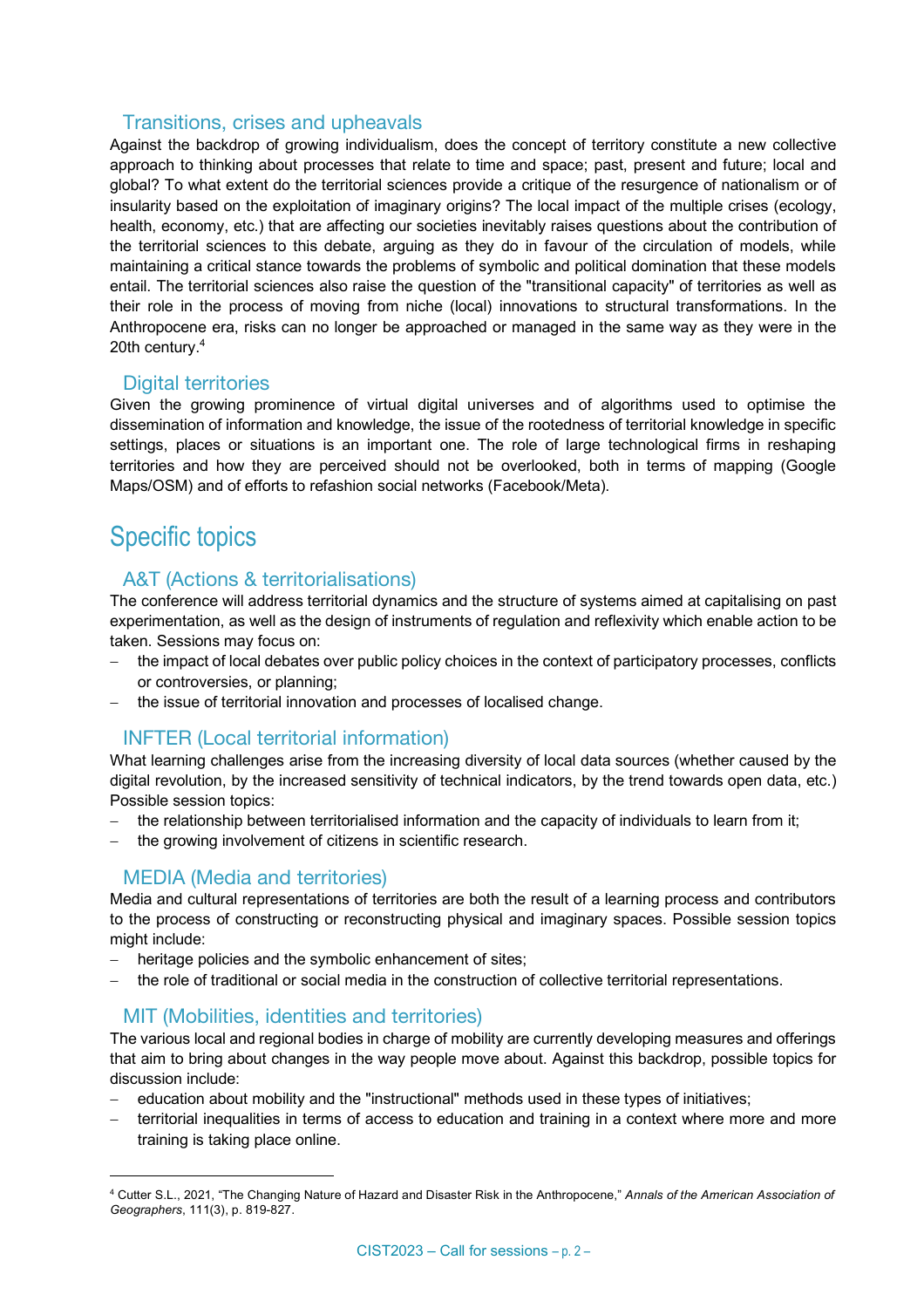### Transitions, crises and upheavals

Against the backdrop of growing individualism, does the concept of territory constitute a new collective approach to thinking about processes that relate to time and space; past, present and future; local and global? To what extent do the territorial sciences provide a critique of the resurgence of nationalism or of insularity based on the exploitation of imaginary origins? The local impact of the multiple crises (ecology, health, economy, etc.) that are affecting our societies inevitably raises questions about the contribution of the territorial sciences to this debate, arguing as they do in favour of the circulation of models, while maintaining a critical stance towards the problems of symbolic and political domination that these models entail. The territorial sciences also raise the question of the "transitional capacity" of territories as well as their role in the process of moving from niche (local) innovations to structural transformations. In the Anthropocene era, risks can no longer be approached or managed in the same way as they were in the 20th century.[4]

### Digital territories

Given the growing prominence of virtual digital universes and of algorithms used to optimise the dissemination of information and knowledge, the issue of the rootedness of territorial knowledge in specific settings, places or situations is an important one. The role of large technological firms in reshaping territories and how they are perceived should not be overlooked, both in terms of mapping (Google Maps/OSM) and of efforts to refashion social networks (Facebook/Meta).

## Specific topics

### A&T (Actions & territorialisations)

The conference will address territorial dynamics and the structure of systems aimed at capitalising on past experimentation, as well as the design of instruments of regulation and reflexivity which enable action to be taken. Sessions may focus on:

- the impact of local debates over public policy choices in the context of participatory processes, conflicts or controversies, or planning;
- the issue of territorial innovation and processes of localised change.

### INFTER (Local territorial information)

What learning challenges arise from the increasing diversity of local data sources (whether caused by the digital revolution, by the increased sensitivity of technical indicators, by the trend towards open data, etc.) Possible session topics:

- the relationship between territorialised information and the capacity of individuals to learn from it;
- the growing involvement of citizens in scientific research.

### MEDIA (Media and territories)

Media and cultural representations of territories are both the result of a learning process and contributors to the process of constructing or reconstructing physical and imaginary spaces. Possible session topics might include:

- heritage policies and the symbolic enhancement of sites;
- the role of traditional or social media in the construction of collective territorial representations.

### MIT (Mobilities, identities and territories)

The various local and regional bodies in charge of mobility are currently developing measures and offerings that aim to bring about changes in the way people move about. Against this backdrop, possible topics for discussion include:

- education about mobility and the "instructional" methods used in these types of initiatives;
- territorial inequalities in terms of access to education and training in a context where more and more training is taking place online.

---

[4] Cutter S.L., 2021, "The Changing Nature of Hazard and Disaster Risk in the Anthropocene," *Annals of the American Association of Geographers*, 111(3), p. 819-827.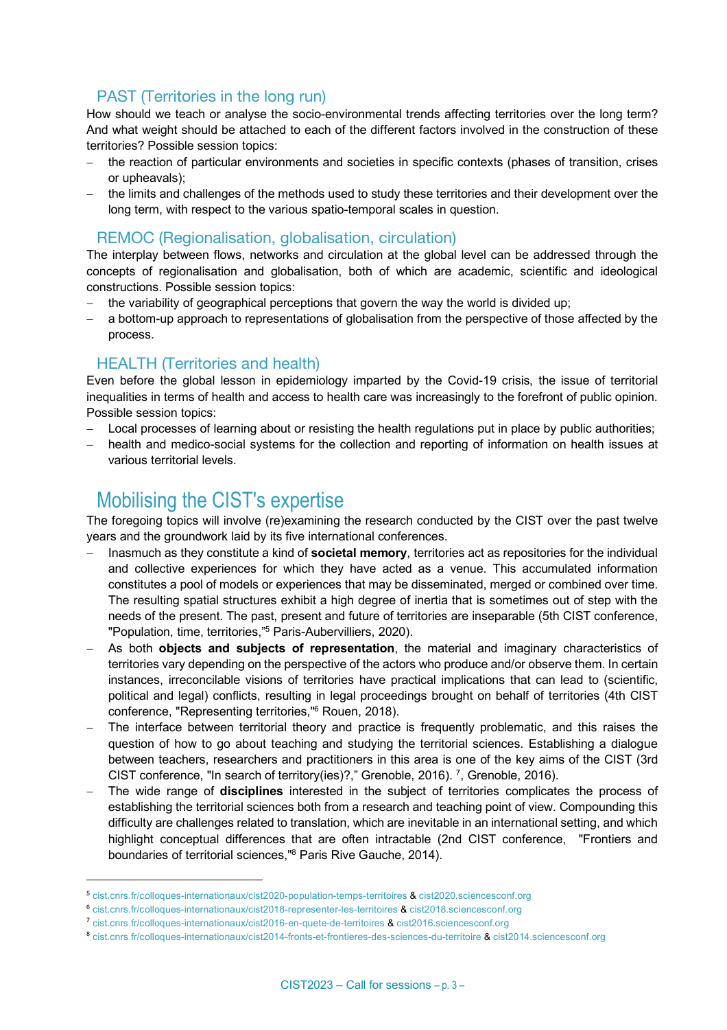### PAST (Territories in the long run)

How should we teach or analyse the socio-environmental trends affecting territories over the long term? And what weight should be attached to each of the different factors involved in the construction of these territories? Possible session topics:

- the reaction of particular environments and societies in specific contexts (phases of transition, crises or upheavals);
- the limits and challenges of the methods used to study these territories and their development over the long term, with respect to the various spatio-temporal scales in question.

### REMOC (Regionalisation, globalisation, circulation)

The interplay between flows, networks and circulation at the global level can be addressed through the concepts of regionalisation and globalisation, both of which are academic, scientific and ideological constructions. Possible session topics:

- the variability of geographical perceptions that govern the way the world is divided up;
- a bottom-up approach to representations of globalisation from the perspective of those affected by the process.

### HEALTH (Territories and health)

Even before the global lesson in epidemiology imparted by the Covid-19 crisis, the issue of territorial inequalities in terms of health and access to health care was increasingly to the forefront of public opinion. Possible session topics:

- Local processes of learning about or resisting the health regulations put in place by public authorities;
- health and medico-social systems for the collection and reporting of information on health issues at various territorial levels.

## Mobilising the CIST's expertise

The foregoing topics will involve (re)examining the research conducted by the CIST over the past twelve years and the groundwork laid by its five international conferences.

- Inasmuch as they constitute a kind of **societal memory**, territories act as repositories for the individual and collective experiences for which they have acted as a venue. This accumulated information constitutes a pool of models or experiences that may be disseminated, merged or combined over time. The resulting spatial structures exhibit a high degree of inertia that is sometimes out of step with the needs of the present. The past, present and future of territories are inseparable (5th CIST conference, "Population, time, territories,"[5] Paris-Aubervilliers, 2020).
- As both **objects and subjects of representation**, the material and imaginary characteristics of territories vary depending on the perspective of the actors who produce and/or observe them. In certain instances, irreconcilable visions of territories have practical implications that can lead to (scientific, political and legal) conflicts, resulting in legal proceedings brought on behalf of territories (4th CIST conference, "Representing territories,"[6] Rouen, 2018).
- The interface between territorial theory and practice is frequently problematic, and this raises the question of how to go about teaching and studying the territorial sciences. Establishing a dialogue between teachers, researchers and practitioners in this area is one of the key aims of the CIST (3rd CIST conference, "In search of territory(ies)?," Grenoble, 2016). [7], Grenoble, 2016).
- The wide range of **disciplines** interested in the subject of territories complicates the process of establishing the territorial sciences both from a research and teaching point of view. Compounding this difficulty are challenges related to translation, which are inevitable in an international setting, and which highlight conceptual differences that are often intractable (2nd CIST conference, "Frontiers and boundaries of territorial sciences,"[8] Paris Rive Gauche, 2014).

---

[5] cist.cnrs.fr/colloques-internationaux/cist2020-population-temps-territoires & cist2020.sciencesconf.org

[6] cist.cnrs.fr/colloques-internationaux/cist2018-representer-les-territoires & cist2018.sciencesconf.org

[7] cist.cnrs.fr/colloques-internationaux/cist2016-en-quete-de-territoires & cist2016.sciencesconf.org

[8] cist.cnrs.fr/colloques-internationaux/cist2014-fronts-et-frontieres-des-sciences-du-territoire & cist2014.sciencesconf.org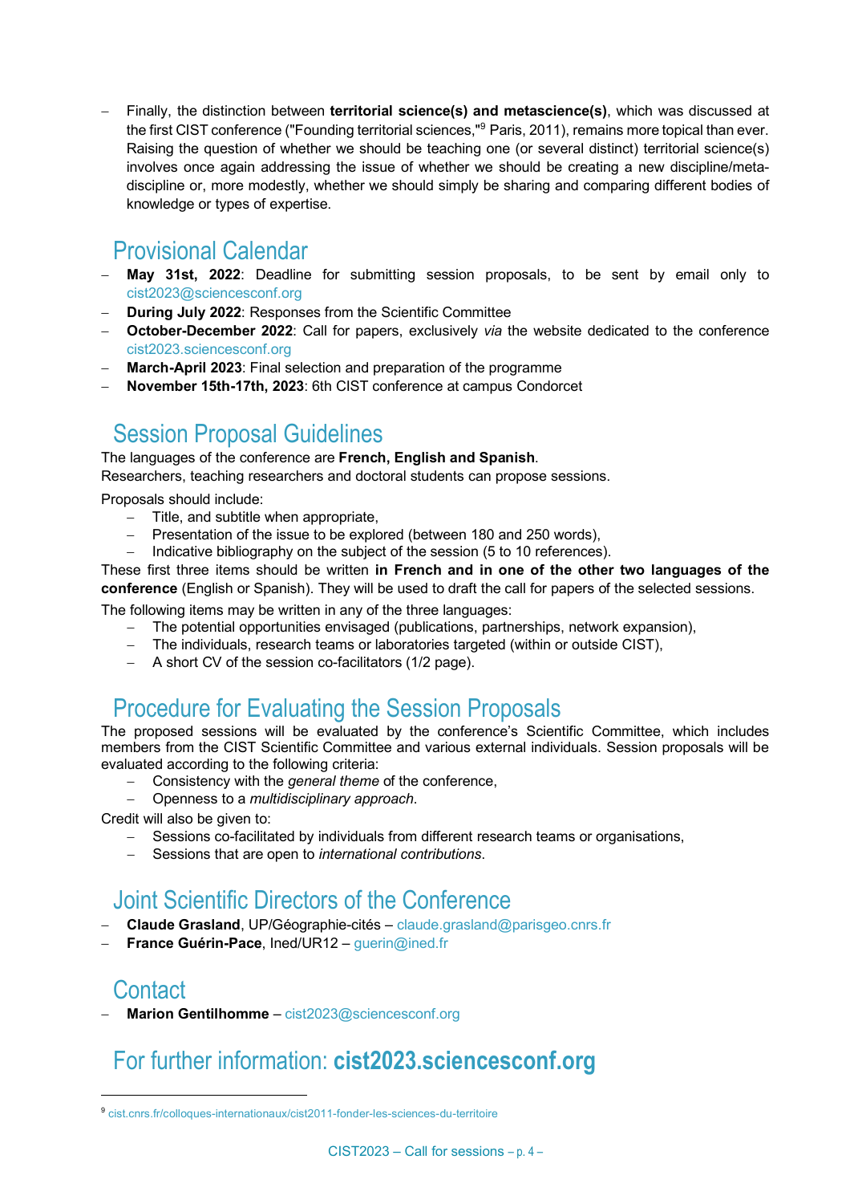- Finally, the distinction between **territorial science(s) and metascience(s)**, which was discussed at the first CIST conference ("Founding territorial sciences,"[9] Paris, 2011), remains more topical than ever. Raising the question of whether we should be teaching one (or several distinct) territorial science(s) involves once again addressing the issue of whether we should be creating a new discipline/meta-discipline or, more modestly, whether we should simply be sharing and comparing different bodies of knowledge or types of expertise.

## Provisional Calendar

- **May 31st, 2022**: Deadline for submitting session proposals, to be sent by email only to cist2023@sciencesconf.org
- **During July 2022**: Responses from the Scientific Committee
- **October-December 2022**: Call for papers, exclusively *via* the website dedicated to the conference cist2023.sciencesconf.org
- **March-April 2023**: Final selection and preparation of the programme
- **November 15th-17th, 2023**: 6th CIST conference at campus Condorcet

## Session Proposal Guidelines

The languages of the conference are **French, English and Spanish**.
Researchers, teaching researchers and doctoral students can propose sessions.

Proposals should include:

- Title, and subtitle when appropriate,
- Presentation of the issue to be explored (between 180 and 250 words),
- Indicative bibliography on the subject of the session (5 to 10 references).

These first three items should be written **in French and in one of the other two languages of the conference** (English or Spanish). They will be used to draft the call for papers of the selected sessions.

The following items may be written in any of the three languages:

- The potential opportunities envisaged (publications, partnerships, network expansion),
- The individuals, research teams or laboratories targeted (within or outside CIST),
- A short CV of the session co-facilitators (1/2 page).

## Procedure for Evaluating the Session Proposals

The proposed sessions will be evaluated by the conference's Scientific Committee, which includes members from the CIST Scientific Committee and various external individuals. Session proposals will be evaluated according to the following criteria:

- Consistency with the *general theme* of the conference,
- Openness to a *multidisciplinary approach*.

Credit will also be given to:

- Sessions co-facilitated by individuals from different research teams or organisations,
- Sessions that are open to *international contributions*.

## Joint Scientific Directors of the Conference

- **Claude Grasland**, UP/Géographie-cités – claude.grasland@parisgeo.cnrs.fr
- **France Guérin-Pace**, Ined/UR12 – guerin@ined.fr

## Contact

- **Marion Gentilhomme** – cist2023@sciencesconf.org

## For further information: **cist2023.sciencesconf.org**

[9] cist.cnrs.fr/colloques-internationaux/cist2011-fonder-les-sciences-du-territoire